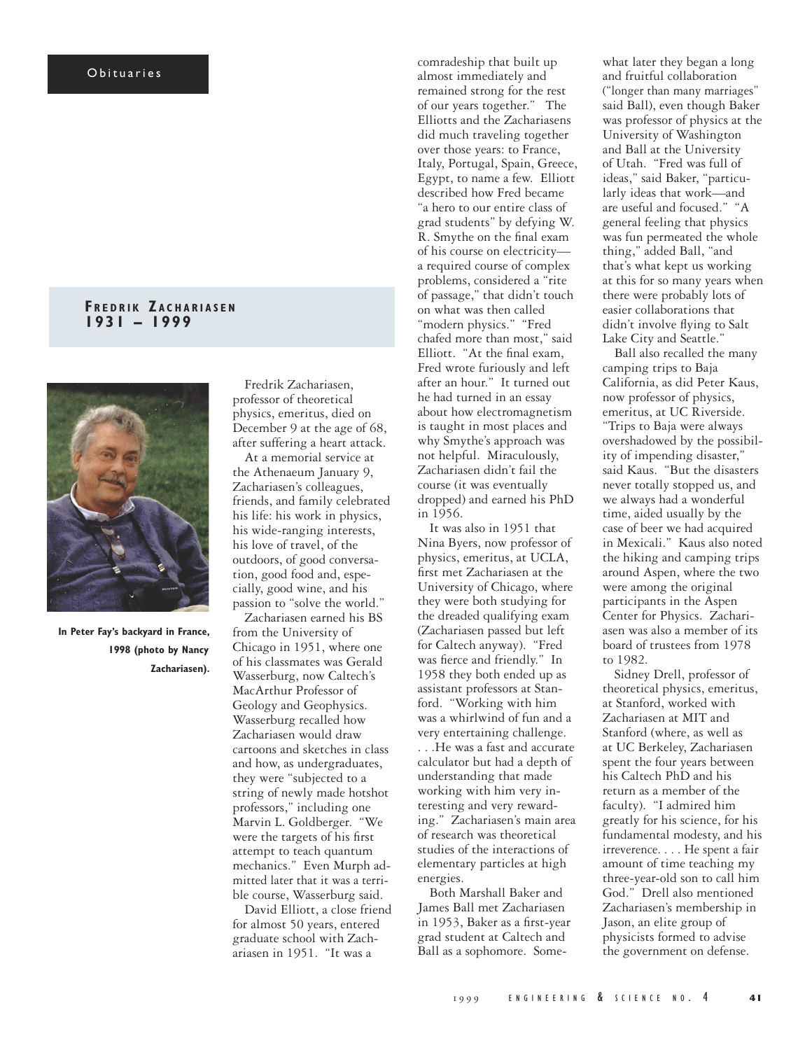Obituaries

## Fredrik Zachariasen
## 1931 – 1999

In Peter Fay's backyard in France, 1998 (photo by Nancy Zachariasen).

Fredrik Zachariasen, professor of theoretical physics, emeritus, died on December 9 at the age of 68, after suffering a heart attack.

At a memorial service at the Athenaeum January 9, Zachariasen's colleagues, friends, and family celebrated his life: his work in physics, his wide-ranging interests, his love of travel, of the outdoors, of good conversation, good food and, especially, good wine, and his passion to "solve the world."

Zachariasen earned his BS from the University of Chicago in 1951, where one of his classmates was Gerald Wasserburg, now Caltech's MacArthur Professor of Geology and Geophysics. Wasserburg recalled how Zachariasen would draw cartoons and sketches in class and how, as undergraduates, they were "subjected to a string of newly made hotshot professors," including one Marvin L. Goldberger. "We were the targets of his first attempt to teach quantum mechanics." Even Murph admitted later that it was a terrible course, Wasserburg said.

David Elliott, a close friend for almost 50 years, entered graduate school with Zachariasen in 1951. "It was a comradeship that built up almost immediately and remained strong for the rest of our years together." The Elliotts and the Zachariasens did much traveling together over those years: to France, Italy, Portugal, Spain, Greece, Egypt, to name a few. Elliott described how Fred became "a hero to our entire class of grad students" by defying W. R. Smythe on the final exam of his course on electricity—a required course of complex problems, considered a "rite of passage," that didn't touch on what was then called "modern physics." "Fred chafed more than most," said Elliott. "At the final exam, Fred wrote furiously and left after an hour." It turned out he had turned in an essay about how electromagnetism is taught in most places and why Smythe's approach was not helpful. Miraculously, Zachariasen didn't fail the course (it was eventually dropped) and earned his PhD in 1956.

It was also in 1951 that Nina Byers, now professor of physics, emeritus, at UCLA, first met Zachariasen at the University of Chicago, where they were both studying for the dreaded qualifying exam (Zachariasen passed but left for Caltech anyway). "Fred was fierce and friendly." In 1958 they both ended up as assistant professors at Stanford. "Working with him was a whirlwind of fun and a very entertaining challenge. . . .He was a fast and accurate calculator but had a depth of understanding that made working with him very interesting and very rewarding." Zachariasen's main area of research was theoretical studies of the interactions of elementary particles at high energies.

Both Marshall Baker and James Ball met Zachariasen in 1953, Baker as a first-year grad student at Caltech and Ball as a sophomore. Somewhat later they began a long and fruitful collaboration ("longer than many marriages" said Ball), even though Baker was professor of physics at the University of Washington and Ball at the University of Utah. "Fred was full of ideas," said Baker, "particularly ideas that work—and are useful and focused." "A general feeling that physics was fun permeated the whole thing," added Ball, "and that's what kept us working at this for so many years when there were probably lots of easier collaborations that didn't involve flying to Salt Lake City and Seattle."

Ball also recalled the many camping trips to Baja California, as did Peter Kaus, now professor of physics, emeritus, at UC Riverside. "Trips to Baja were always overshadowed by the possibility of impending disaster," said Kaus. "But the disasters never totally stopped us, and we always had a wonderful time, aided usually by the case of beer we had acquired in Mexicali." Kaus also noted the hiking and camping trips around Aspen, where the two were among the original participants in the Aspen Center for Physics. Zachariasen was also a member of its board of trustees from 1978 to 1982.

Sidney Drell, professor of theoretical physics, emeritus, at Stanford, worked with Zachariasen at MIT and Stanford (where, as well as at UC Berkeley, Zachariasen spent the four years between his Caltech PhD and his return as a member of the faculty). "I admired him greatly for his science, for his fundamental modesty, and his irreverence. . . . He spent a fair amount of time teaching my three-year-old son to call him God." Drell also mentioned Zachariasen's membership in Jason, an elite group of physicists formed to advise the government on defense.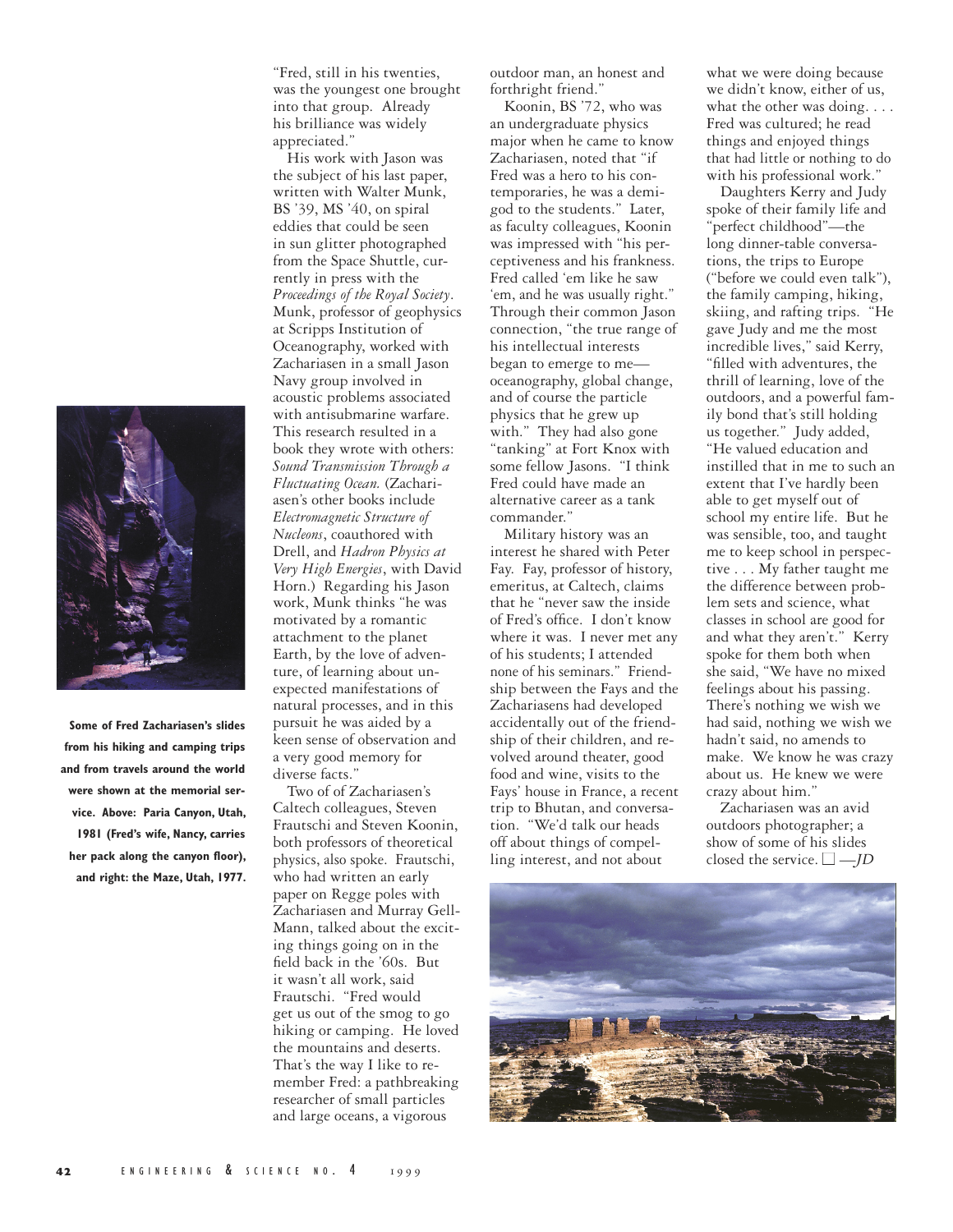"Fred, still in his twenties, was the youngest one brought into that group. Already his brilliance was widely appreciated."

His work with Jason was the subject of his last paper, written with Walter Munk, BS '39, MS '40, on spiral eddies that could be seen in sun glitter photographed from the Space Shuttle, currently in press with the *Proceedings of the Royal Society*. Munk, professor of geophysics at Scripps Institution of Oceanography, worked with Zachariasen in a small Jason Navy group involved in acoustic problems associated with antisubmarine warfare. This research resulted in a book they wrote with others: *Sound Transmission Through a Fluctuating Ocean.* (Zachariasen's other books include *Electromagnetic Structure of Nucleons*, coauthored with Drell, and *Hadron Physics at Very High Energies*, with David Horn.) Regarding his Jason work, Munk thinks "he was motivated by a romantic attachment to the planet Earth, by the love of adventure, of learning about unexpected manifestations of natural processes, and in this pursuit he was aided by a keen sense of observation and a very good memory for diverse facts."

Two of of Zachariasen's Caltech colleagues, Steven Frautschi and Steven Koonin, both professors of theoretical physics, also spoke. Frautschi, who had written an early paper on Regge poles with Zachariasen and Murray Gell-Mann, talked about the exciting things going on in the field back in the '60s. But it wasn't all work, said Frautschi. "Fred would get us out of the smog to go hiking or camping. He loved the mountains and deserts. That's the way I like to remember Fred: a pathbreaking researcher of small particles and large oceans, a vigorous outdoor man, an honest and forthright friend."

Koonin, BS '72, who was an undergraduate physics major when he came to know Zachariasen, noted that "if Fred was a hero to his contemporaries, he was a demigod to the students." Later, as faculty colleagues, Koonin was impressed with "his perceptiveness and his frankness. Fred called 'em like he saw 'em, and he was usually right." Through their common Jason connection, "the true range of his intellectual interests began to emerge to me—oceanography, global change, and of course the particle physics that he grew up with." They had also gone "tanking" at Fort Knox with some fellow Jasons. "I think Fred could have made an alternative career as a tank commander."

Military history was an interest he shared with Peter Fay. Fay, professor of history, emeritus, at Caltech, claims that he "never saw the inside of Fred's office. I don't know where it was. I never met any of his students; I attended none of his seminars." Friendship between the Fays and the Zachariasens had developed accidentally out of the friendship of their children, and revolved around theater, good food and wine, visits to the Fays' house in France, a recent trip to Bhutan, and conversation. "We'd talk our heads off about things of compelling interest, and not about what we were doing because we didn't know, either of us, what the other was doing. . . . Fred was cultured; he read things and enjoyed things that had little or nothing to do with his professional work."

Daughters Kerry and Judy spoke of their family life and "perfect childhood"—the long dinner-table conversations, the trips to Europe ("before we could even talk"), the family camping, hiking, skiing, and rafting trips. "He gave Judy and me the most incredible lives," said Kerry, "filled with adventures, the thrill of learning, love of the outdoors, and a powerful family bond that's still holding us together." Judy added, "He valued education and instilled that in me to such an extent that I've hardly been able to get myself out of school my entire life. But he was sensible, too, and taught me to keep school in perspective . . . My father taught me the difference between problem sets and science, what classes in school are good for and what they aren't." Kerry spoke for them both when she said, "We have no mixed feelings about his passing. There's nothing we wish we had said, nothing we wish we hadn't said, no amends to make. We know he was crazy about us. He knew we were crazy about him."

Zachariasen was an avid outdoors photographer; a show of some of his slides closed the service. □ *—JD*

**Some of Fred Zachariasen's slides from his hiking and camping trips and from travels around the world were shown at the memorial service. Above: Paria Canyon, Utah, 1981 (Fred's wife, Nancy, carries her pack along the canyon floor), and right: the Maze, Utah, 1977.**